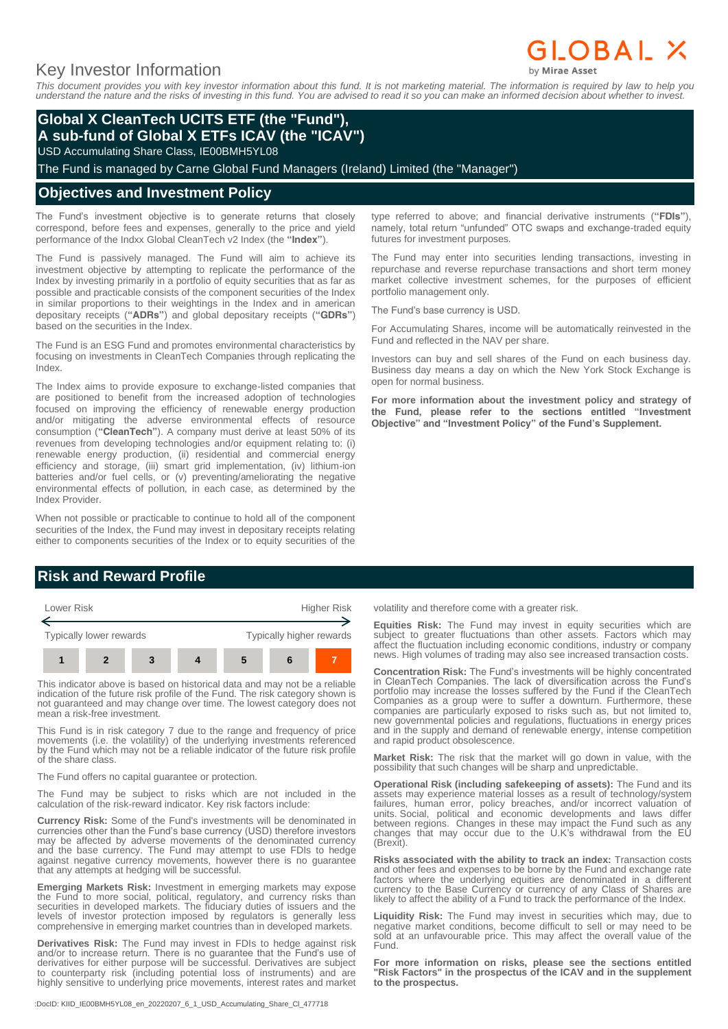# Key Investor Information

*This document provides you with key investor information about this fund. It is not marketing material. The information is required by law to help you understand the nature and the risks of investing in this fund. You are advised to read it so you can make an informed decision about whether to invest.*

## Global X CleanTech UCITS ETF (the "Fund"), A sub-fund of Global X ETFs ICAV (the "ICAV")

USD Accumulating Share Class, IE00BMH5YL08

The Fund is managed by Carne Global Fund Managers (Ireland) Limited (the "Manager")

## Objectives and Investment Policy

The Fund's investment objective is to generate returns that closely correspond, before fees and expenses, generally to the price and yield performance of the Indxx Global CleanTech v2 Index (the **"Index"**).

The Fund is passively managed. The Fund will aim to achieve its investment objective by attempting to replicate the performance of the Index by investing primarily in a portfolio of equity securities that as far as possible and practicable consists of the component securities of the Index in similar proportions to their weightings in the Index and in american depositary receipts (**"ADRs"**) and global depositary receipts (**"GDRs"**) based on the securities in the Index.

The Fund is an ESG Fund and promotes environmental characteristics by focusing on investments in CleanTech Companies through replicating the Index.

The Index aims to provide exposure to exchange-listed companies that are positioned to benefit from the increased adoption of technologies focused on improving the efficiency of renewable energy production and/or mitigating the adverse environmental effects of resource consumption (**"CleanTech"**). A company must derive at least 50% of its revenues from developing technologies and/or equipment relating to: (i) renewable energy production, (ii) residential and commercial energy efficiency and storage, (iii) smart grid implementation, (iv) lithium-ion batteries and/or fuel cells, or (v) preventing/ameliorating the negative environmental effects of pollution, in each case, as determined by the Index Provider.

When not possible or practicable to continue to hold all of the component securities of the Index, the Fund may invest in depositary receipts relating either to components securities of the Index or to equity securities of the type referred to above; and financial derivative instruments (**"FDIs"**), namely, total return "unfunded" OTC swaps and exchange-traded equity futures for investment purposes.

The Fund may enter into securities lending transactions, investing in repurchase and reverse repurchase transactions and short term money market collective investment schemes, for the purposes of efficient portfolio management only.

The Fund's base currency is USD.

For Accumulating Shares, income will be automatically reinvested in the Fund and reflected in the NAV per share.

Investors can buy and sell shares of the Fund on each business day. Business day means a day on which the New York Stock Exchange is open for normal business.

**For more information about the investment policy and strategy of the Fund, please refer to the sections entitled "Investment Objective" and "Investment Policy" of the Fund's Supplement.**

## Risk and Reward Profile

| Lower Risk | | | | | | Higher Risk |
|---|---|---|---|---|---|---|
| Typically lower rewards | | | | | | Typically higher rewards |
| 1 | 2 | 3 | 4 | 5 | 6 | **7** |

This indicator above is based on historical data and may not be a reliable indication of the future risk profile of the Fund. The risk category shown is not guaranteed and may change over time. The lowest category does not mean a risk-free investment.

This Fund is in risk category 7 due to the range and frequency of price movements (i.e. the volatility) of the underlying investments referenced by the Fund which may not be a reliable indicator of the future risk profile of the share class.

The Fund offers no capital guarantee or protection.

The Fund may be subject to risks which are not included in the calculation of the risk-reward indicator. Key risk factors include:

**Currency Risk:** Some of the Fund's investments will be denominated in currencies other than the Fund's base currency (USD) therefore investors may be affected by adverse movements of the denominated currency and the base currency. The Fund may attempt to use FDIs to hedge against negative currency movements, however there is no guarantee that any attempts at hedging will be successful.

**Emerging Markets Risk:** Investment in emerging markets may expose the Fund to more social, political, regulatory, and currency risks than securities in developed markets. The fiduciary duties of issuers and the levels of investor protection imposed by regulators is generally less comprehensive in emerging market countries than in developed markets.

**Derivatives Risk:** The Fund may invest in FDIs to hedge against risk and/or to increase return. There is no guarantee that the Fund's use of derivatives for either purpose will be successful. Derivatives are subject to counterparty risk (including potential loss of instruments) and are highly sensitive to underlying price movements, interest rates and market volatility and therefore come with a greater risk.

**Equities Risk:** The Fund may invest in equity securities which are subject to greater fluctuations than other assets. Factors which may affect the fluctuation including economic conditions, industry or company news. High volumes of trading may also see increased transaction costs.

**Concentration Risk:** The Fund's investments will be highly concentrated in CleanTech Companies. The lack of diversification across the Fund's portfolio may increase the losses suffered by the Fund if the CleanTech Companies as a group were to suffer a downturn. Furthermore, these companies are particularly exposed to risks such as, but not limited to, new governmental policies and regulations, fluctuations in energy prices and in the supply and demand of renewable energy, intense competition and rapid product obsolescence.

**Market Risk:** The risk that the market will go down in value, with the possibility that such changes will be sharp and unpredictable.

**Operational Risk (including safekeeping of assets):** The Fund and its assets may experience material losses as a result of technology/system failures, human error, policy breaches, and/or incorrect valuation of units. Social, political and economic developments and laws differ between regions. Changes in these may impact the Fund such as any changes that may occur due to the U.K's withdrawal from the EU (Brexit).

**Risks associated with the ability to track an index:** Transaction costs and other fees and expenses to be borne by the Fund and exchange rate factors where the underlying equities are denominated in a different currency to the Base Currency or currency of any Class of Shares are likely to affect the ability of a Fund to track the performance of the Index.

**Liquidity Risk:** The Fund may invest in securities which may, due to negative market conditions, become difficult to sell or may need to be sold at an unfavourable price. This may affect the overall value of the Fund.

**For more information on risks, please see the sections entitled "Risk Factors" in the prospectus of the ICAV and in the supplement to the prospectus.**

:DocID: KIID_IE00BMH5YL08_en_20220207_6_1_USD_Accumulating_Share_Cl_477718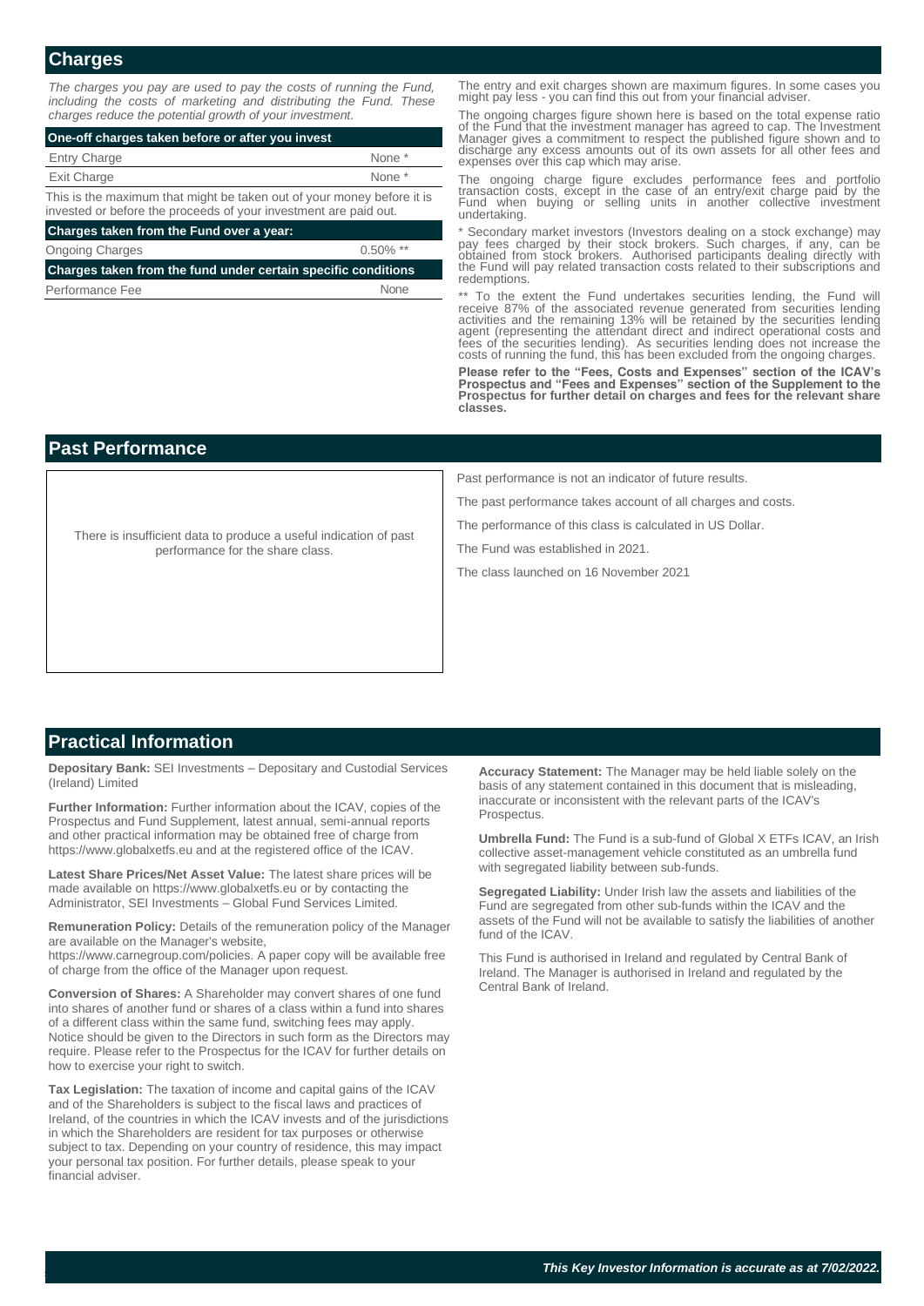## Charges

*The charges you pay are used to pay the costs of running the Fund, including the costs of marketing and distributing the Fund. These charges reduce the potential growth of your investment.*

| One-off charges taken before or after you invest | |
|---|---|
| Entry Charge | None * |
| Exit Charge | None * |

This is the maximum that might be taken out of your money before it is invested or before the proceeds of your investment are paid out.

| Charges taken from the Fund over a year: | |
|---|---|
| Ongoing Charges | 0.50% ** |
| **Charges taken from the fund under certain specific conditions** | |
| Performance Fee | None |

The entry and exit charges shown are maximum figures. In some cases you might pay less - you can find this out from your financial adviser.

The ongoing charges figure shown here is based on the total expense ratio of the Fund that the investment manager has agreed to cap. The Investment Manager gives a commitment to respect the published figure shown and to discharge any excess amounts out of its own assets for all other fees and expenses over this cap which may arise.

The ongoing charge figure excludes performance fees and portfolio transaction costs, except in the case of an entry/exit charge paid by the Fund when buying or selling units in another collective investment undertaking.

* Secondary market investors (Investors dealing on a stock exchange) may pay fees charged by their stock brokers. Such charges, if any, can be obtained from stock brokers. Authorised participants dealing directly with the Fund will pay related transaction costs related to their subscriptions and redemptions.

** To the extent the Fund undertakes securities lending, the Fund will receive 87% of the associated revenue generated from securities lending activities and the remaining 13% will be retained by the securities lending agent (representing the attendant direct and indirect operational costs and fees of the securities lending). As securities lending does not increase the costs of running the fund, this has been excluded from the ongoing charges.

**Please refer to the "Fees, Costs and Expenses" section of the ICAV's Prospectus and "Fees and Expenses" section of the Supplement to the Prospectus for further detail on charges and fees for the relevant share classes.**

## Past Performance

There is insufficient data to produce a useful indication of past performance for the share class.

Past performance is not an indicator of future results.

The past performance takes account of all charges and costs.

The performance of this class is calculated in US Dollar.

The Fund was established in 2021.

The class launched on 16 November 2021

## Practical Information

**Depositary Bank:** SEI Investments – Depositary and Custodial Services (Ireland) Limited

**Further Information:** Further information about the ICAV, copies of the Prospectus and Fund Supplement, latest annual, semi-annual reports and other practical information may be obtained free of charge from https://www.globalxetfs.eu and at the registered office of the ICAV.

**Latest Share Prices/Net Asset Value:** The latest share prices will be made available on https://www.globalxetfs.eu or by contacting the Administrator, SEI Investments – Global Fund Services Limited.

**Remuneration Policy:** Details of the remuneration policy of the Manager are available on the Manager's website, https://www.carnegroup.com/policies. A paper copy will be available free of charge from the office of the Manager upon request.

**Conversion of Shares:** A Shareholder may convert shares of one fund into shares of another fund or shares of a class within a fund into shares of a different class within the same fund, switching fees may apply. Notice should be given to the Directors in such form as the Directors may require. Please refer to the Prospectus for the ICAV for further details on how to exercise your right to switch.

**Tax Legislation:** The taxation of income and capital gains of the ICAV and of the Shareholders is subject to the fiscal laws and practices of Ireland, of the countries in which the ICAV invests and of the jurisdictions in which the Shareholders are resident for tax purposes or otherwise subject to tax. Depending on your country of residence, this may impact your personal tax position. For further details, please speak to your financial adviser.

**Accuracy Statement:** The Manager may be held liable solely on the basis of any statement contained in this document that is misleading, inaccurate or inconsistent with the relevant parts of the ICAV's Prospectus.

**Umbrella Fund:** The Fund is a sub-fund of Global X ETFs ICAV, an Irish collective asset-management vehicle constituted as an umbrella fund with segregated liability between sub-funds.

**Segregated Liability:** Under Irish law the assets and liabilities of the Fund are segregated from other sub-funds within the ICAV and the assets of the Fund will not be available to satisfy the liabilities of another fund of the ICAV.

This Fund is authorised in Ireland and regulated by Central Bank of Ireland. The Manager is authorised in Ireland and regulated by the Central Bank of Ireland.

***This Key Investor Information is accurate as at 7/02/2022.***